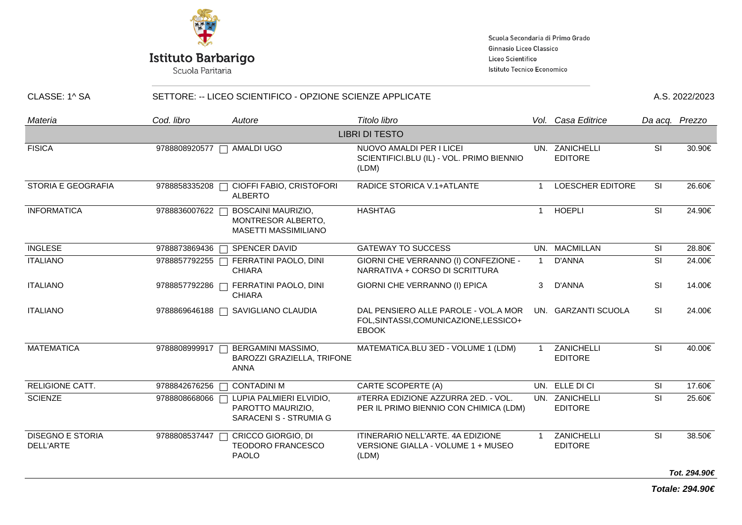**Istituto Barbarigo**
Scuola Paritaria

Scuola Secondaria di Primo Grado
Ginnasio Liceo Classico
Liceo Scientifico
Istituto Tecnico Economico

CLASSE: 1^ SA | SETTORE: -- LICEO SCIENTIFICO - OPZIONE SCIENZE APPLICATE | A.S. 2022/2023

| *Materia* | *Cod. libro* | *Autore* | *Titolo libro* | *Vol.* | *Casa Editrice* | *Da acq.* | *Prezzo* |
|---|---|---|---|---|---|---|---|
| | | | LIBRI DI TESTO | | | | |
| FISICA | 9788808920577 | AMALDI UGO | NUOVO AMALDI PER I LICEI SCIENTIFICI.BLU (IL) - VOL. PRIMO BIENNIO (LDM) | UN. | ZANICHELLI EDITORE | SI | 30.90€ |
| STORIA E GEOGRAFIA | 9788858335208 | CIOFFI FABIO, CRISTOFORI ALBERTO | RADICE STORICA V.1+ATLANTE | 1 | LOESCHER EDITORE | SI | 26.60€ |
| INFORMATICA | 9788836007622 | BOSCAINI MAURIZIO, MONTRESOR ALBERTO, MASETTI MASSIMILIANO | HASHTAG | 1 | HOEPLI | SI | 24.90€ |
| INGLESE | 9788873869436 | SPENCER DAVID | GATEWAY TO SUCCESS | UN. | MACMILLAN | SI | 28.80€ |
| ITALIANO | 9788857792255 | FERRATINI PAOLO, DINI CHIARA | GIORNI CHE VERRANNO (I) CONFEZIONE - NARRATIVA + CORSO DI SCRITTURA | 1 | D'ANNA | SI | 24.00€ |
| ITALIANO | 9788857792286 | FERRATINI PAOLO, DINI CHIARA | GIORNI CHE VERRANNO (I) EPICA | 3 | D'ANNA | SI | 14.00€ |
| ITALIANO | 9788869646188 | SAVIGLIANO CLAUDIA | DAL PENSIERO ALLE PAROLE - VOL.A MOR FOL,SINTASSI,COMUNICAZIONE,LESSICO+ EBOOK | UN. | GARZANTI SCUOLA | SI | 24.00€ |
| MATEMATICA | 9788808999917 | BERGAMINI MASSIMO, BAROZZI GRAZIELLA, TRIFONE ANNA | MATEMATICA.BLU 3ED - VOLUME 1 (LDM) | 1 | ZANICHELLI EDITORE | SI | 40.00€ |
| RELIGIONE CATT. | 9788842676256 | CONTADINI M | CARTE SCOPERTE (A) | UN. | ELLE DI CI | SI | 17.60€ |
| SCIENZE | 9788808668066 | LUPIA PALMIERI ELVIDIO, PAROTTO MAURIZIO, SARACENI S - STRUMIA G | #TERRA EDIZIONE AZZURRA 2ED. - VOL. PER IL PRIMO BIENNIO CON CHIMICA (LDM) | UN. | ZANICHELLI EDITORE | SI | 25.60€ |
| DISEGNO E STORIA DELL'ARTE | 9788808537447 | CRICCO GIORGIO, DI TEODORO FRANCESCO PAOLO | ITINERARIO NELL'ARTE. 4A EDIZIONE VERSIONE GIALLA - VOLUME 1 + MUSEO (LDM) | 1 | ZANICHELLI EDITORE | SI | 38.50€ |
| | | | | | | | ***Tot. 294.90€*** |

***Totale: 294.90€***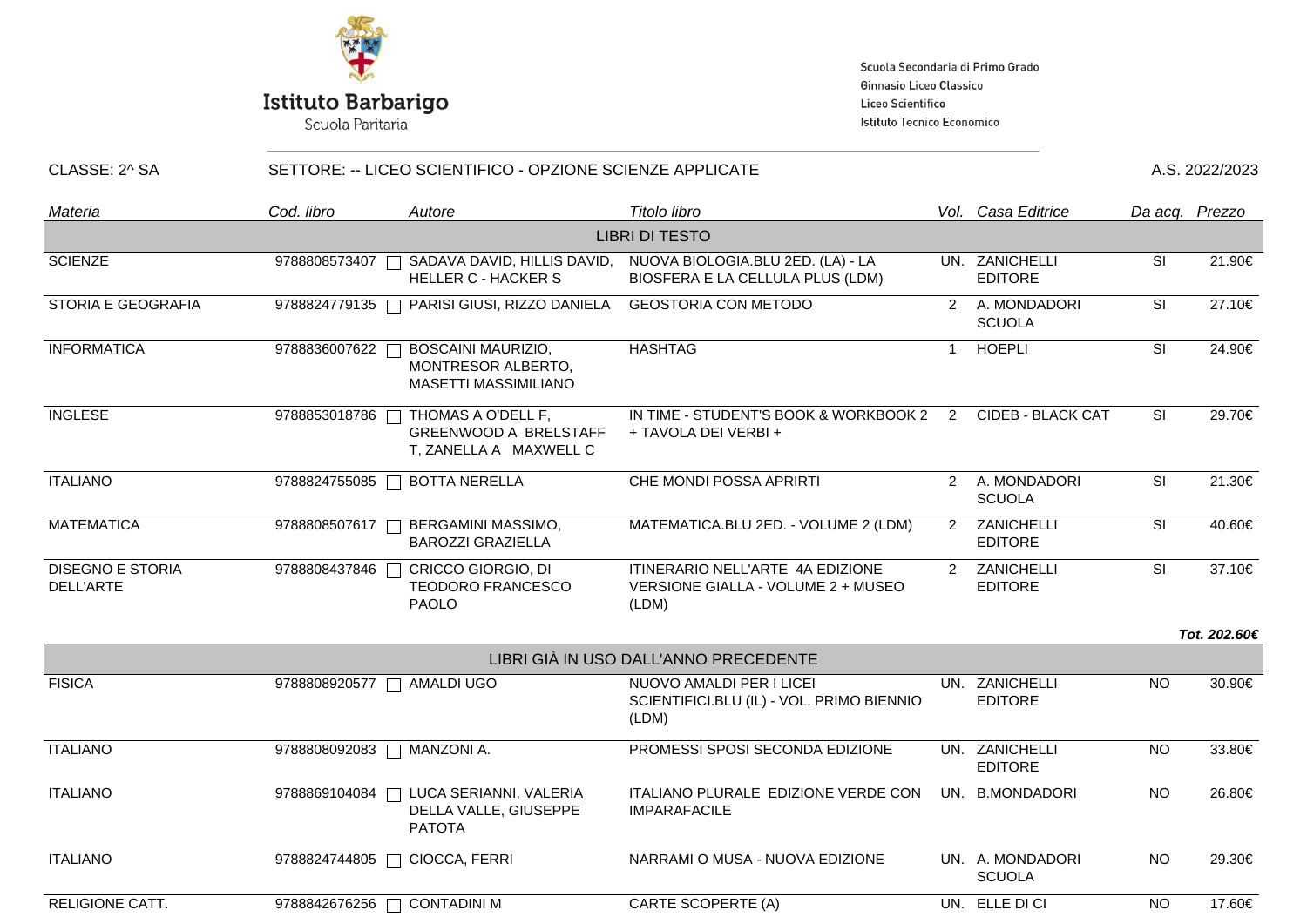**Istituto Barbarigo**
Scuola Paritaria

Scuola Secondaria di Primo Grado
Ginnasio Liceo Classico
Liceo Scientifico
Istituto Tecnico Economico

CLASSE: 2^ SA — SETTORE: -- LICEO SCIENTIFICO - OPZIONE SCIENZE APPLICATE — A.S. 2022/2023

| *Materia* | *Cod. libro* | *Autore* | *Titolo libro* | *Vol.* | *Casa Editrice* | *Da acq.* | *Prezzo* |
|---|---|---|---|---|---|---|---|
| | | | **LIBRI DI TESTO** | | | | |
| SCIENZE | 9788808573407 ☐ | SADAVA DAVID, HILLIS DAVID, HELLER C - HACKER S | NUOVA BIOLOGIA.BLU 2ED. (LA) - LA BIOSFERA E LA CELLULA PLUS (LDM) | UN. | ZANICHELLI EDITORE | SI | 21.90€ |
| STORIA E GEOGRAFIA | 9788824779135 ☐ | PARISI GIUSI, RIZZO DANIELA | GEOSTORIA CON METODO | 2 | A. MONDADORI SCUOLA | SI | 27.10€ |
| INFORMATICA | 9788836007622 ☐ | BOSCAINI MAURIZIO, MONTRESOR ALBERTO, MASETTI MASSIMILIANO | HASHTAG | 1 | HOEPLI | SI | 24.90€ |
| INGLESE | 9788853018786 ☐ | THOMAS A O'DELL F, GREENWOOD A BRELSTAFF T, ZANELLA A MAXWELL C | IN TIME - STUDENT'S BOOK & WORKBOOK 2 + TAVOLA DEI VERBI + | 2 | CIDEB - BLACK CAT | SI | 29.70€ |
| ITALIANO | 9788824755085 ☐ | BOTTA NERELLA | CHE MONDI POSSA APRIRTI | 2 | A. MONDADORI SCUOLA | SI | 21.30€ |
| MATEMATICA | 9788808507617 ☐ | BERGAMINI MASSIMO, BAROZZI GRAZIELLA | MATEMATICA.BLU 2ED. - VOLUME 2 (LDM) | 2 | ZANICHELLI EDITORE | SI | 40.60€ |
| DISEGNO E STORIA DELL'ARTE | 9788808437846 ☐ | CRICCO GIORGIO, DI TEODORO FRANCESCO PAOLO | ITINERARIO NELL'ARTE 4A EDIZIONE VERSIONE GIALLA - VOLUME 2 + MUSEO (LDM) | 2 | ZANICHELLI EDITORE | SI | 37.10€ |
| | | | | | | | ***Tot. 202.60€*** |
| | | | **LIBRI GIÀ IN USO DALL'ANNO PRECEDENTE** | | | | |
| FISICA | 9788808920577 ☐ | AMALDI UGO | NUOVO AMALDI PER I LICEI SCIENTIFICI.BLU (IL) - VOL. PRIMO BIENNIO (LDM) | UN. | ZANICHELLI EDITORE | NO | 30.90€ |
| ITALIANO | 9788808092083 ☐ | MANZONI A. | PROMESSI SPOSI SECONDA EDIZIONE | UN. | ZANICHELLI EDITORE | NO | 33.80€ |
| ITALIANO | 9788869104084 ☐ | LUCA SERIANNI, VALERIA DELLA VALLE, GIUSEPPE PATOTA | ITALIANO PLURALE EDIZIONE VERDE CON IMPARAFACILE | UN. | B.MONDADORI | NO | 26.80€ |
| ITALIANO | 9788824744805 ☐ | CIOCCA, FERRI | NARRAMI O MUSA - NUOVA EDIZIONE | UN. | A. MONDADORI SCUOLA | NO | 29.30€ |
| RELIGIONE CATT. | 9788842676256 ☐ | CONTADINI M | CARTE SCOPERTE (A) | UN. | ELLE DI CI | NO | 17.60€ |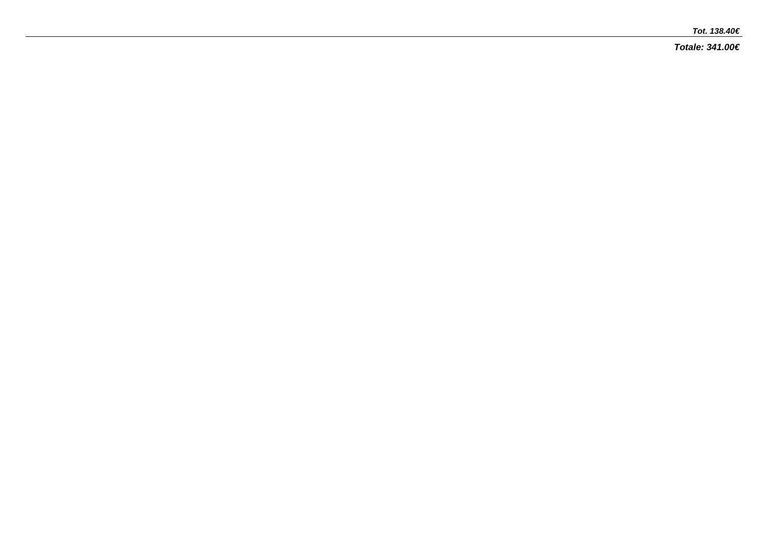***Tot. 138.40€***

---

***Totale: 341.00€***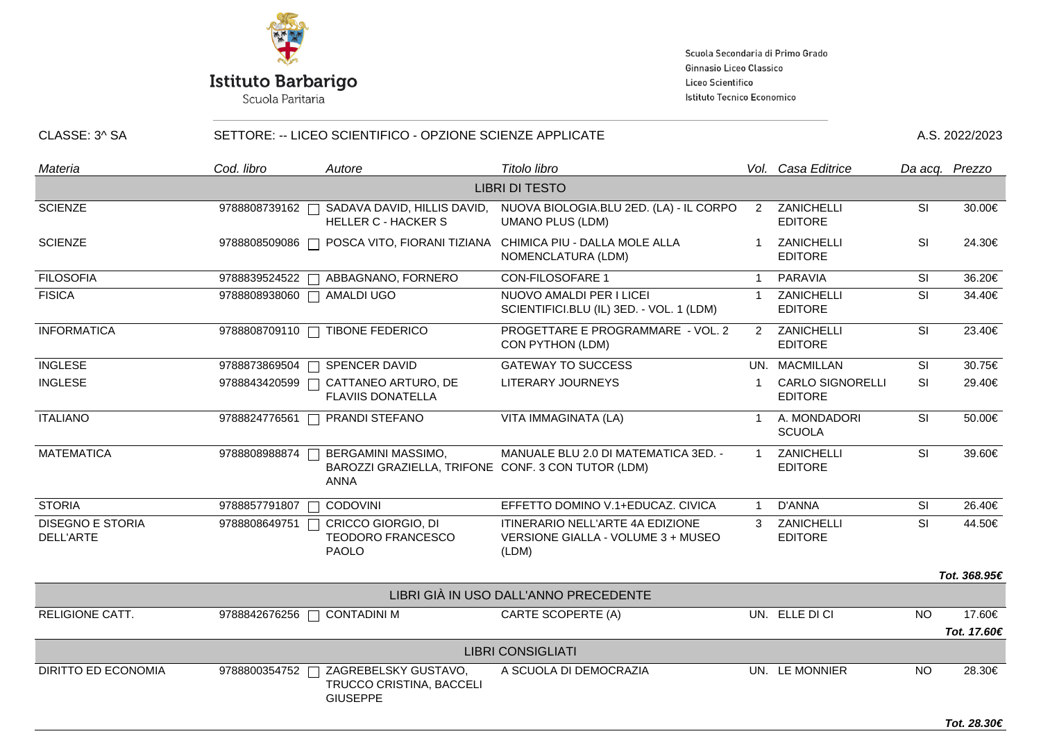**Istituto Barbarigo**
Scuola Paritaria

Scuola Secondaria di Primo Grado
Ginnasio Liceo Classico
Liceo Scientifico
Istituto Tecnico Economico

CLASSE: 3^ SA — SETTORE: -- LICEO SCIENTIFICO - OPZIONE SCIENZE APPLICATE — A.S. 2022/2023

| Materia | Cod. libro | Autore | Titolo libro | Vol. | Casa Editrice | Da acq. | Prezzo |
|---|---|---|---|---|---|---|---|
| | | | **LIBRI DI TESTO** | | | | |
| SCIENZE | 9788808739162 | SADAVA DAVID, HILLIS DAVID, HELLER C - HACKER S | NUOVA BIOLOGIA.BLU 2ED. (LA) - IL CORPO UMANO PLUS (LDM) | 2 | ZANICHELLI EDITORE | SI | 30.00€ |
| SCIENZE | 9788808509086 | POSCA VITO, FIORANI TIZIANA | CHIMICA PIU - DALLA MOLE ALLA NOMENCLATURA (LDM) | 1 | ZANICHELLI EDITORE | SI | 24.30€ |
| FILOSOFIA | 9788839524522 | ABBAGNANO, FORNERO | CON-FILOSOFARE 1 | 1 | PARAVIA | SI | 36.20€ |
| FISICA | 9788808938060 | AMALDI UGO | NUOVO AMALDI PER I LICEI SCIENTIFICI.BLU (IL) 3ED. - VOL. 1 (LDM) | 1 | ZANICHELLI EDITORE | SI | 34.40€ |
| INFORMATICA | 9788808709110 | TIBONE FEDERICO | PROGETTARE E PROGRAMMARE - VOL. 2 CON PYTHON (LDM) | 2 | ZANICHELLI EDITORE | SI | 23.40€ |
| INGLESE | 9788873869504 | SPENCER DAVID | GATEWAY TO SUCCESS | UN. | MACMILLAN | SI | 30.75€ |
| INGLESE | 9788843420599 | CATTANEO ARTURO, DE FLAVIIS DONATELLA | LITERARY JOURNEYS | 1 | CARLO SIGNORELLI EDITORE | SI | 29.40€ |
| ITALIANO | 9788824776561 | PRANDI STEFANO | VITA IMMAGINATA (LA) | 1 | A. MONDADORI SCUOLA | SI | 50.00€ |
| MATEMATICA | 9788808988874 | BERGAMINI MASSIMO, BAROZZI GRAZIELLA, TRIFONE ANNA | MANUALE BLU 2.0 DI MATEMATICA 3ED. - CONF. 3 CON TUTOR (LDM) | 1 | ZANICHELLI EDITORE | SI | 39.60€ |
| STORIA | 9788857791807 | CODOVINI | EFFETTO DOMINO V.1+EDUCAZ. CIVICA | 1 | D'ANNA | SI | 26.40€ |
| DISEGNO E STORIA DELL'ARTE | 9788808649751 | CRICCO GIORGIO, DI TEODORO FRANCESCO PAOLO | ITINERARIO NELL'ARTE 4A EDIZIONE VERSIONE GIALLA - VOLUME 3 + MUSEO (LDM) | 3 | ZANICHELLI EDITORE | SI | 44.50€ |
| | | | | | | | ***Tot. 368.95€*** |
| | | | **LIBRI GIÀ IN USO DALL'ANNO PRECEDENTE** | | | | |
| RELIGIONE CATT. | 9788842676256 | CONTADINI M | CARTE SCOPERTE (A) | UN. | ELLE DI CI | NO | 17.60€ |
| | | | | | | | ***Tot. 17.60€*** |
| | | | **LIBRI CONSIGLIATI** | | | | |
| DIRITTO ED ECONOMIA | 9788800354752 | ZAGREBELSKY GUSTAVO, TRUCCO CRISTINA, BACCELI GIUSEPPE | A SCUOLA DI DEMOCRAZIA | UN. | LE MONNIER | NO | 28.30€ |
| | | | | | | | ***Tot. 28.30€*** |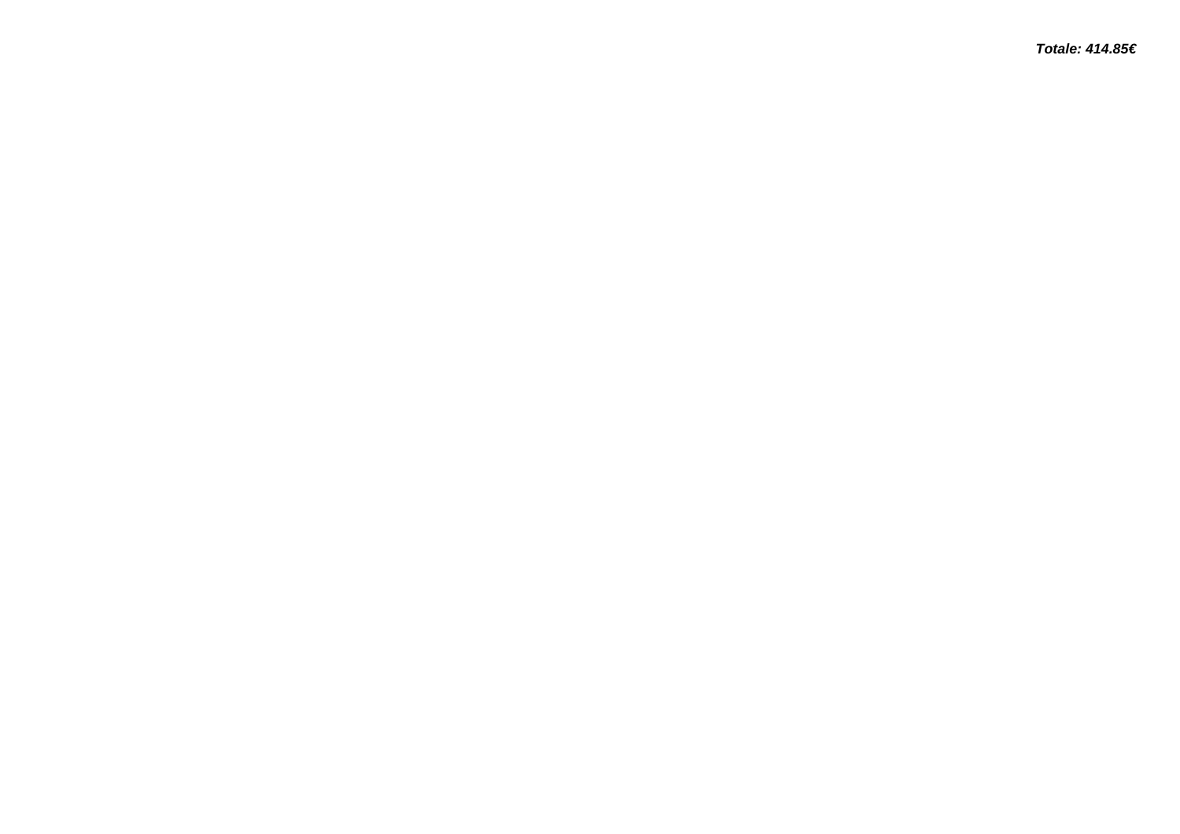***Totale: 414.85€***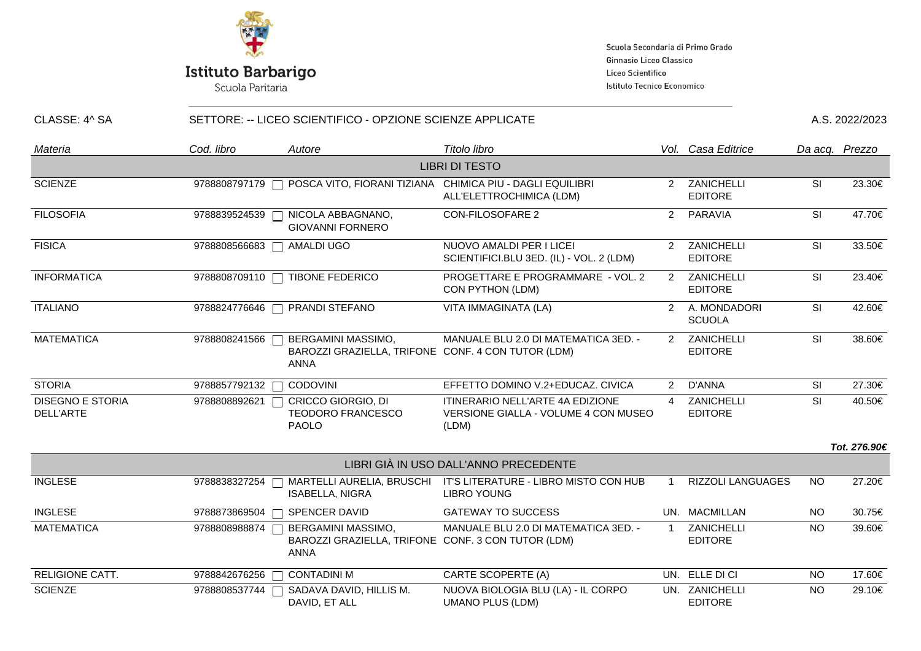Istituto Barbarigo
Scuola Paritaria

Scuola Secondaria di Primo Grado
Ginnasio Liceo Classico
Liceo Scientifico
Istituto Tecnico Economico

CLASSE: 4^ SA | SETTORE: -- LICEO SCIENTIFICO - OPZIONE SCIENZE APPLICATE | A.S. 2022/2023

| *Materia* | *Cod. libro* | *Autore* | *Titolo libro* | *Vol.* | *Casa Editrice* | *Da acq.* | *Prezzo* |
|---|---|---|---|---|---|---|---|
| | | | LIBRI DI TESTO | | | | |
| SCIENZE | 9788808797179 | POSCA VITO, FIORANI TIZIANA | CHIMICA PIU - DAGLI EQUILIBRI ALL'ELETTROCHIMICA (LDM) | 2 | ZANICHELLI EDITORE | SI | 23.30€ |
| FILOSOFIA | 9788839524539 | NICOLA ABBAGNANO, GIOVANNI FORNERO | CON-FILOSOFARE 2 | 2 | PARAVIA | SI | 47.70€ |
| FISICA | 9788808566683 | AMALDI UGO | NUOVO AMALDI PER I LICEI SCIENTIFICI.BLU 3ED. (IL) - VOL. 2 (LDM) | 2 | ZANICHELLI EDITORE | SI | 33.50€ |
| INFORMATICA | 9788808709110 | TIBONE FEDERICO | PROGETTARE E PROGRAMMARE - VOL. 2 CON PYTHON (LDM) | 2 | ZANICHELLI EDITORE | SI | 23.40€ |
| ITALIANO | 9788824776646 | PRANDI STEFANO | VITA IMMAGINATA (LA) | 2 | A. MONDADORI SCUOLA | SI | 42.60€ |
| MATEMATICA | 9788808241566 | BERGAMINI MASSIMO, BAROZZI GRAZIELLA, TRIFONE ANNA | MANUALE BLU 2.0 DI MATEMATICA 3ED. - CONF. 4 CON TUTOR (LDM) | 2 | ZANICHELLI EDITORE | SI | 38.60€ |
| STORIA | 9788857792132 | CODOVINI | EFFETTO DOMINO V.2+EDUCAZ. CIVICA | 2 | D'ANNA | SI | 27.30€ |
| DISEGNO E STORIA DELL'ARTE | 9788808892621 | CRICCO GIORGIO, DI TEODORO FRANCESCO PAOLO | ITINERARIO NELL'ARTE 4A EDIZIONE VERSIONE GIALLA - VOLUME 4 CON MUSEO (LDM) | 4 | ZANICHELLI EDITORE | SI | 40.50€ |
| | | | | | | | ***Tot. 276.90€*** |
| | | | LIBRI GIÀ IN USO DALL'ANNO PRECEDENTE | | | | |
| INGLESE | 9788838327254 | MARTELLI AURELIA, BRUSCHI ISABELLA, NIGRA | IT'S LITERATURE - LIBRO MISTO CON HUB LIBRO YOUNG | 1 | RIZZOLI LANGUAGES | NO | 27.20€ |
| INGLESE | 9788873869504 | SPENCER DAVID | GATEWAY TO SUCCESS | UN. | MACMILLAN | NO | 30.75€ |
| MATEMATICA | 9788808988874 | BERGAMINI MASSIMO, BAROZZI GRAZIELLA, TRIFONE ANNA | MANUALE BLU 2.0 DI MATEMATICA 3ED. - CONF. 3 CON TUTOR (LDM) | 1 | ZANICHELLI EDITORE | NO | 39.60€ |
| RELIGIONE CATT. | 9788842676256 | CONTADINI M | CARTE SCOPERTE (A) | UN. | ELLE DI CI | NO | 17.60€ |
| SCIENZE | 9788808537744 | SADAVA DAVID, HILLIS M. DAVID, ET ALL | NUOVA BIOLOGIA BLU (LA) - IL CORPO UMANO PLUS (LDM) | UN. | ZANICHELLI EDITORE | NO | 29.10€ |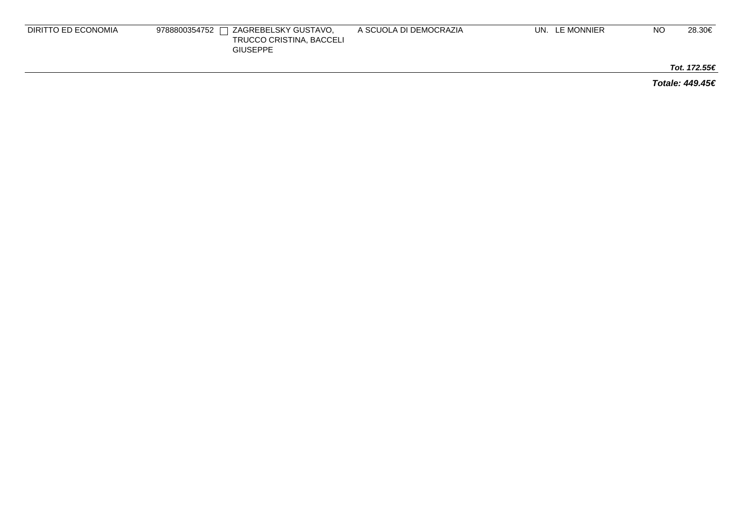| | | | | | | | |
|---|---|---|---|---|---|---|---|
| DIRITTO ED ECONOMIA | 9788800354752 ☐ | ZAGREBELSKY GUSTAVO, TRUCCO CRISTINA, BACCELI GIUSEPPE | A SCUOLA DI DEMOCRAZIA | UN. | LE MONNIER | NO | 28.30€ |

***Tot. 172.55€***

***Totale: 449.45€***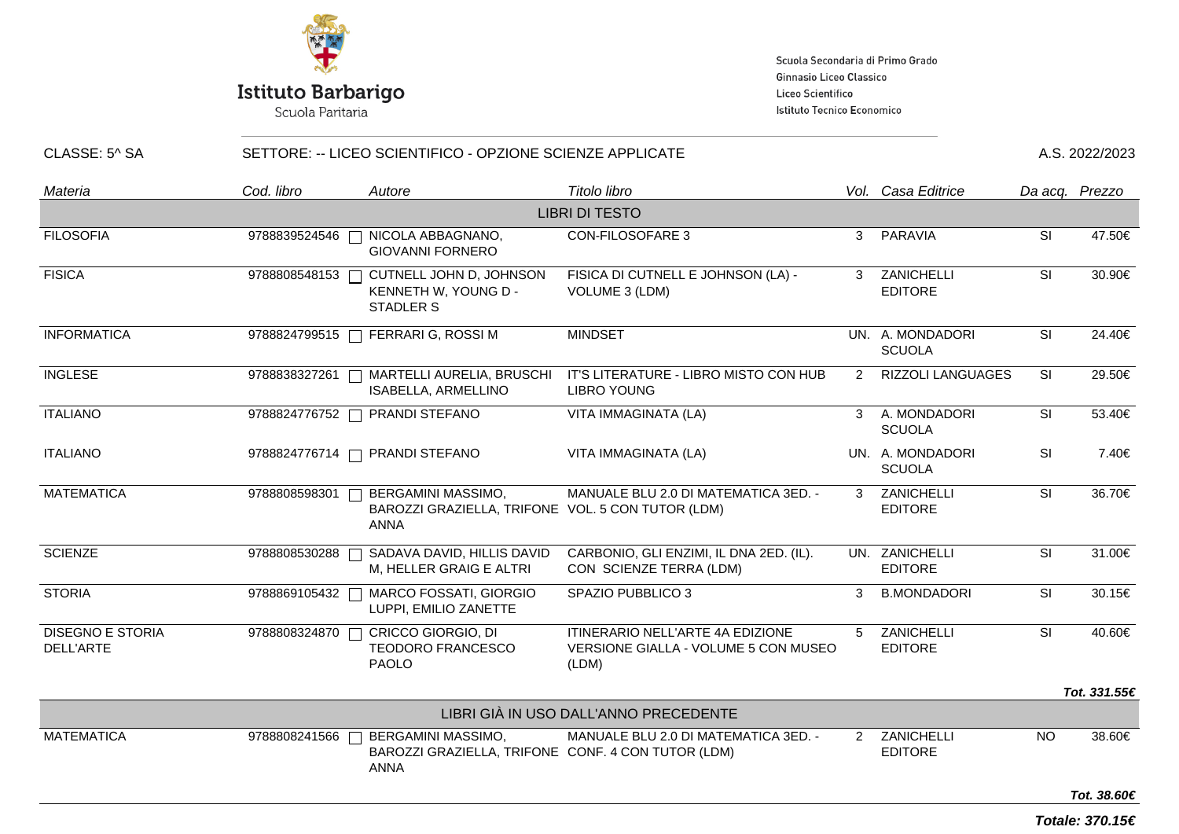**Istituto Barbarigo**
Scuola Paritaria

Scuola Secondaria di Primo Grado
Ginnasio Liceo Classico
Liceo Scientifico
Istituto Tecnico Economico

CLASSE: 5^ SA | SETTORE: -- LICEO SCIENTIFICO - OPZIONE SCIENZE APPLICATE | A.S. 2022/2023

| *Materia* | *Cod. libro* | *Autore* | *Titolo libro* | *Vol.* | *Casa Editrice* | *Da acq.* | *Prezzo* |
|---|---|---|---|---|---|---|---|
| | | | **LIBRI DI TESTO** | | | | |
| FILOSOFIA | 9788839524546 | NICOLA ABBAGNANO, GIOVANNI FORNERO | CON-FILOSOFARE 3 | 3 | PARAVIA | SI | 47.50€ |
| FISICA | 9788808548153 | CUTNELL JOHN D, JOHNSON KENNETH W, YOUNG D - STADLER S | FISICA DI CUTNELL E JOHNSON (LA) - VOLUME 3 (LDM) | 3 | ZANICHELLI EDITORE | SI | 30.90€ |
| INFORMATICA | 9788824799515 | FERRARI G, ROSSI M | MINDSET | UN. | A. MONDADORI SCUOLA | SI | 24.40€ |
| INGLESE | 9788838327261 | MARTELLI AURELIA, BRUSCHI ISABELLA, ARMELLINO | IT'S LITERATURE - LIBRO MISTO CON HUB LIBRO YOUNG | 2 | RIZZOLI LANGUAGES | SI | 29.50€ |
| ITALIANO | 9788824776752 | PRANDI STEFANO | VITA IMMAGINATA (LA) | 3 | A. MONDADORI SCUOLA | SI | 53.40€ |
| ITALIANO | 9788824776714 | PRANDI STEFANO | VITA IMMAGINATA (LA) | UN. | A. MONDADORI SCUOLA | SI | 7.40€ |
| MATEMATICA | 9788808598301 | BERGAMINI MASSIMO, BAROZZI GRAZIELLA, TRIFONE ANNA | MANUALE BLU 2.0 DI MATEMATICA 3ED. - VOL. 5 CON TUTOR (LDM) | 3 | ZANICHELLI EDITORE | SI | 36.70€ |
| SCIENZE | 9788808530288 | SADAVA DAVID, HILLIS DAVID M, HELLER GRAIG E ALTRI | CARBONIO, GLI ENZIMI, IL DNA 2ED. (IL). CON SCIENZE TERRA (LDM) | UN. | ZANICHELLI EDITORE | SI | 31.00€ |
| STORIA | 9788869105432 | MARCO FOSSATI, GIORGIO LUPPI, EMILIO ZANETTE | SPAZIO PUBBLICO 3 | 3 | B.MONDADORI | SI | 30.15€ |
| DISEGNO E STORIA DELL'ARTE | 9788808324870 | CRICCO GIORGIO, DI TEODORO FRANCESCO PAOLO | ITINERARIO NELL'ARTE 4A EDIZIONE VERSIONE GIALLA - VOLUME 5 CON MUSEO (LDM) | 5 | ZANICHELLI EDITORE | SI | 40.60€ |
| | | | | | | | ***Tot. 331.55€*** |
| | | | **LIBRI GIÀ IN USO DALL'ANNO PRECEDENTE** | | | | |
| MATEMATICA | 9788808241566 | BERGAMINI MASSIMO, BAROZZI GRAZIELLA, TRIFONE ANNA | MANUALE BLU 2.0 DI MATEMATICA 3ED. - CONF. 4 CON TUTOR (LDM) | 2 | ZANICHELLI EDITORE | NO | 38.60€ |
| | | | | | | | ***Tot. 38.60€*** |

***Totale: 370.15€***